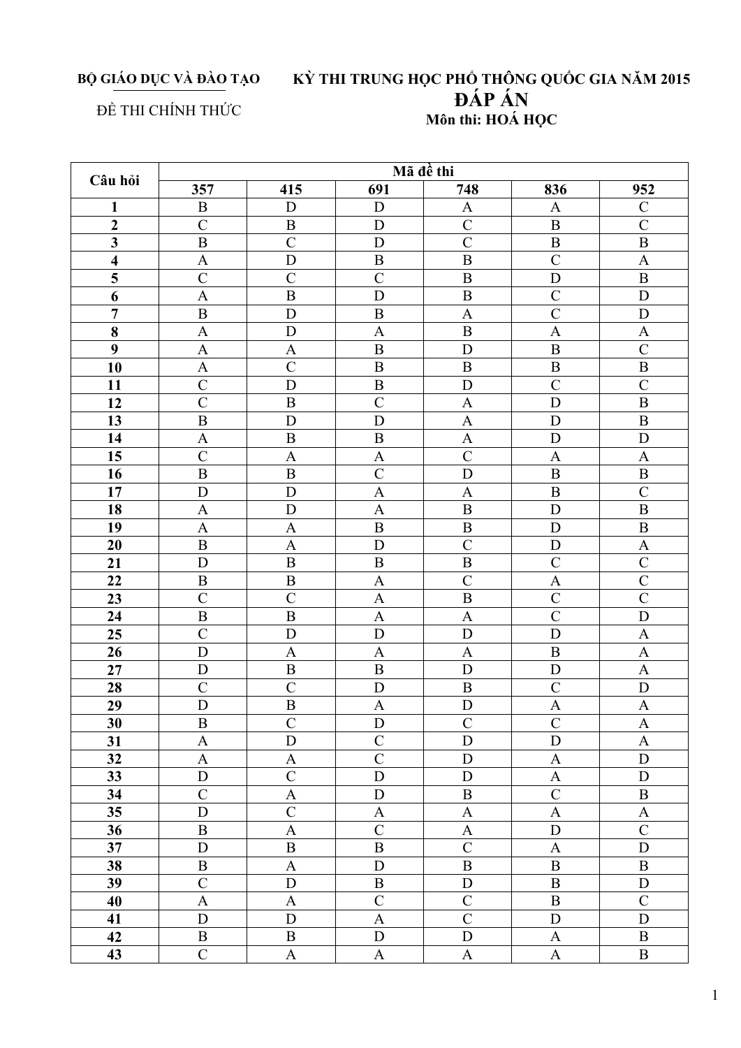**BỘ GIÁO DỤC VÀ ĐÀO TẠO**

ĐỀ THI CHÍNH THỨC

**KỲ THI TRUNG HỌC PHỔ THÔNG QUỐC GIA NĂM 2015**

# ĐÁP ÁN

**Môn thi: HOÁ HỌC**

| Câu hỏi | Mã đề thi | | | | | |
|---|---|---|---|---|---|---|
| | 357 | 415 | 691 | 748 | 836 | 952 |
| 1 | B | D | D | A | A | C |
| 2 | C | B | D | C | B | C |
| 3 | B | C | D | C | B | B |
| 4 | A | D | B | B | C | A |
| 5 | C | C | C | B | D | B |
| 6 | A | B | D | B | C | D |
| 7 | B | D | B | A | C | D |
| 8 | A | D | A | B | A | A |
| 9 | A | A | B | D | B | C |
| 10 | A | C | B | B | B | B |
| 11 | C | D | B | D | C | C |
| 12 | C | B | C | A | D | B |
| 13 | B | D | D | A | D | B |
| 14 | A | B | B | A | D | D |
| 15 | C | A | A | C | A | A |
| 16 | B | B | C | D | B | B |
| 17 | D | D | A | A | B | C |
| 18 | A | D | A | B | D | B |
| 19 | A | A | B | B | D | B |
| 20 | B | A | D | C | D | A |
| 21 | D | B | B | B | C | C |
| 22 | B | B | A | C | A | C |
| 23 | C | C | A | B | C | C |
| 24 | B | B | A | A | C | D |
| 25 | C | D | D | D | D | A |
| 26 | D | A | A | A | B | A |
| 27 | D | B | B | D | D | A |
| 28 | C | C | D | B | C | D |
| 29 | D | B | A | D | A | A |
| 30 | B | C | D | C | C | A |
| 31 | A | D | C | D | D | A |
| 32 | A | A | C | D | A | D |
| 33 | D | C | D | D | A | D |
| 34 | C | A | D | B | C | B |
| 35 | D | C | A | A | A | A |
| 36 | B | A | C | A | D | C |
| 37 | D | B | B | C | A | D |
| 38 | B | A | D | B | B | B |
| 39 | C | D | B | D | B | D |
| 40 | A | A | C | C | B | C |
| 41 | D | D | A | C | D | D |
| 42 | B | B | D | D | A | B |
| 43 | C | A | A | A | A | B |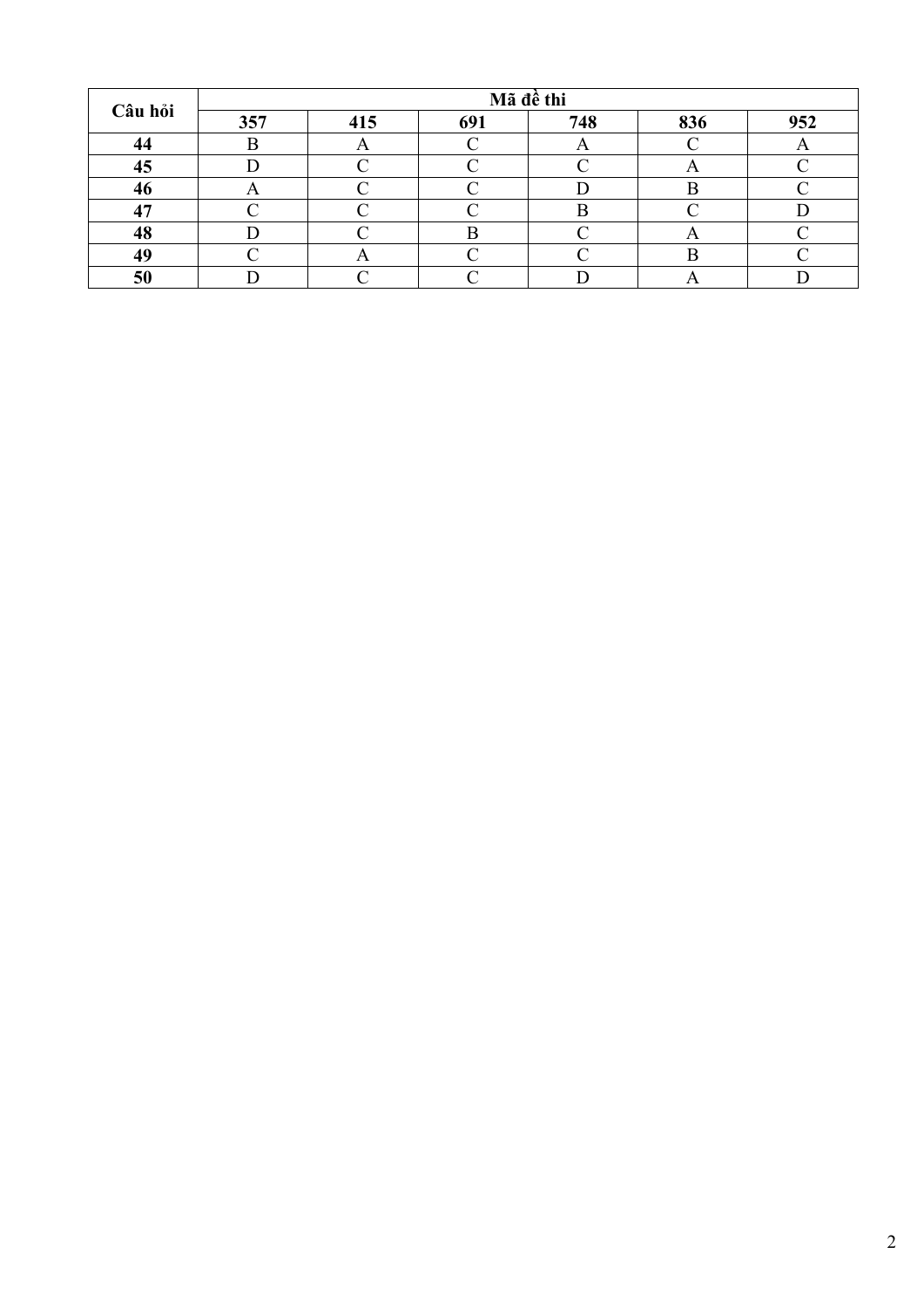| Câu hỏi | Mã đề thi | | | | | |
|---|---|---|---|---|---|---|
| | **357** | **415** | **691** | **748** | **836** | **952** |
| **44** | B | A | C | A | C | A |
| **45** | D | C | C | C | A | C |
| **46** | A | C | C | D | B | C |
| **47** | C | C | C | B | C | D |
| **48** | D | C | B | C | A | C |
| **49** | C | A | C | C | B | C |
| **50** | D | C | C | D | A | D |